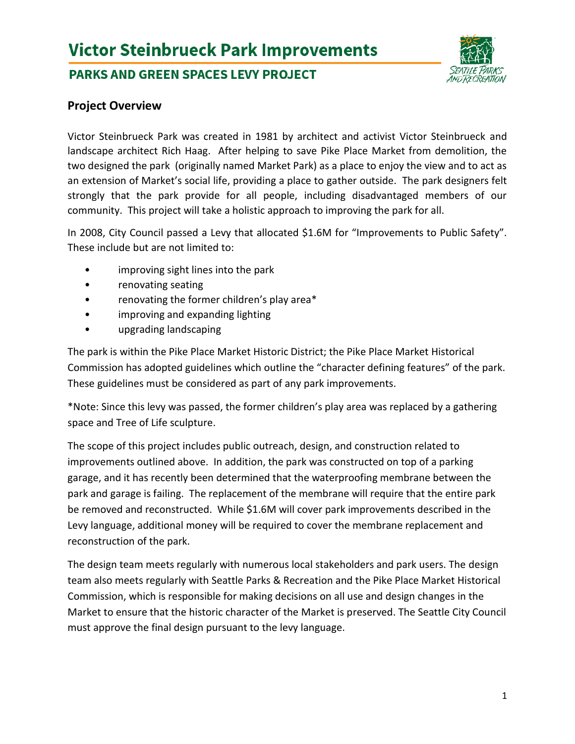# Victor Steinbrueck Park Improvements

## PARKS AND GREEN SPACES LEVY PROJECT

### Project Overview

Victor Steinbrueck Park was created in 1981 by architect and activist Victor Steinbrueck and landscape architect Rich Haag. After helping to save Pike Place Market from demolition, the two designed the park (originally named Market Park) as a place to enjoy the view and to act as an extension of Market's social life, providing a place to gather outside. The park designers felt strongly that the park provide for all people, including disadvantaged members of our community. This project will take a holistic approach to improving the park for all.

In 2008, City Council passed a Levy that allocated $1.6M for "Improvements to Public Safety". These include but are not limited to:

- improving sight lines into the park
- renovating seating
- renovating the former children's play area*
- improving and expanding lighting
- upgrading landscaping

The park is within the Pike Place Market Historic District; the Pike Place Market Historical Commission has adopted guidelines which outline the "character defining features" of the park. These guidelines must be considered as part of any park improvements.

*Note: Since this levy was passed, the former children's play area was replaced by a gathering space and Tree of Life sculpture.

The scope of this project includes public outreach, design, and construction related to improvements outlined above. In addition, the park was constructed on top of a parking garage, and it has recently been determined that the waterproofing membrane between the park and garage is failing. The replacement of the membrane will require that the entire park be removed and reconstructed. While $1.6M will cover park improvements described in the Levy language, additional money will be required to cover the membrane replacement and reconstruction of the park.

The design team meets regularly with numerous local stakeholders and park users. The design team also meets regularly with Seattle Parks & Recreation and the Pike Place Market Historical Commission, which is responsible for making decisions on all use and design changes in the Market to ensure that the historic character of the Market is preserved. The Seattle City Council must approve the final design pursuant to the levy language.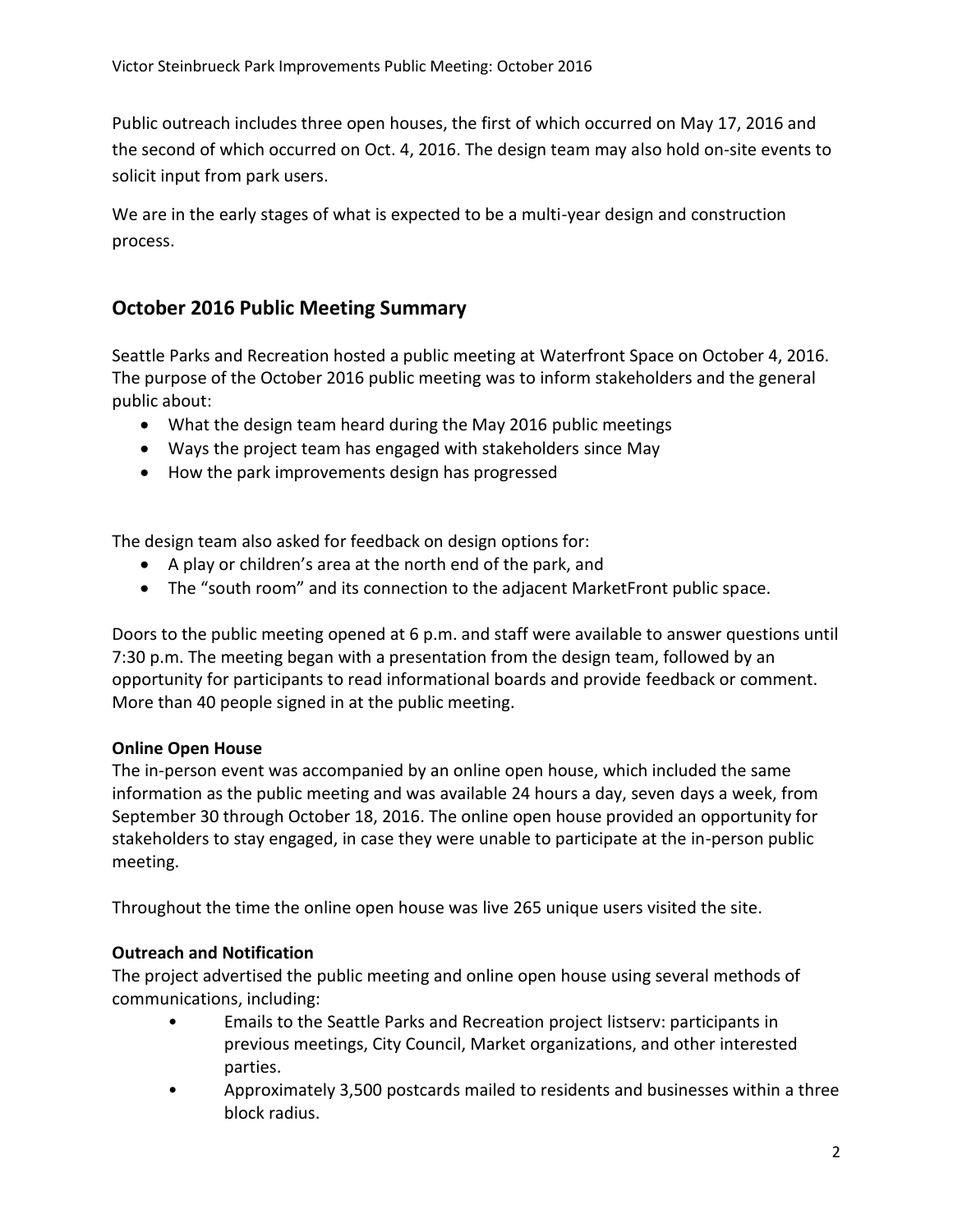Public outreach includes three open houses, the first of which occurred on May 17, 2016 and the second of which occurred on Oct. 4, 2016. The design team may also hold on-site events to solicit input from park users.

We are in the early stages of what is expected to be a multi-year design and construction process.

## October 2016 Public Meeting Summary

Seattle Parks and Recreation hosted a public meeting at Waterfront Space on October 4, 2016. The purpose of the October 2016 public meeting was to inform stakeholders and the general public about:

- What the design team heard during the May 2016 public meetings
- Ways the project team has engaged with stakeholders since May
- How the park improvements design has progressed

The design team also asked for feedback on design options for:

- A play or children's area at the north end of the park, and
- The "south room" and its connection to the adjacent MarketFront public space.

Doors to the public meeting opened at 6 p.m. and staff were available to answer questions until 7:30 p.m. The meeting began with a presentation from the design team, followed by an opportunity for participants to read informational boards and provide feedback or comment. More than 40 people signed in at the public meeting.

**Online Open House**

The in-person event was accompanied by an online open house, which included the same information as the public meeting and was available 24 hours a day, seven days a week, from September 30 through October 18, 2016. The online open house provided an opportunity for stakeholders to stay engaged, in case they were unable to participate at the in-person public meeting.

Throughout the time the online open house was live 265 unique users visited the site.

**Outreach and Notification**

The project advertised the public meeting and online open house using several methods of communications, including:

- Emails to the Seattle Parks and Recreation project listserv: participants in previous meetings, City Council, Market organizations, and other interested parties.
- Approximately 3,500 postcards mailed to residents and businesses within a three block radius.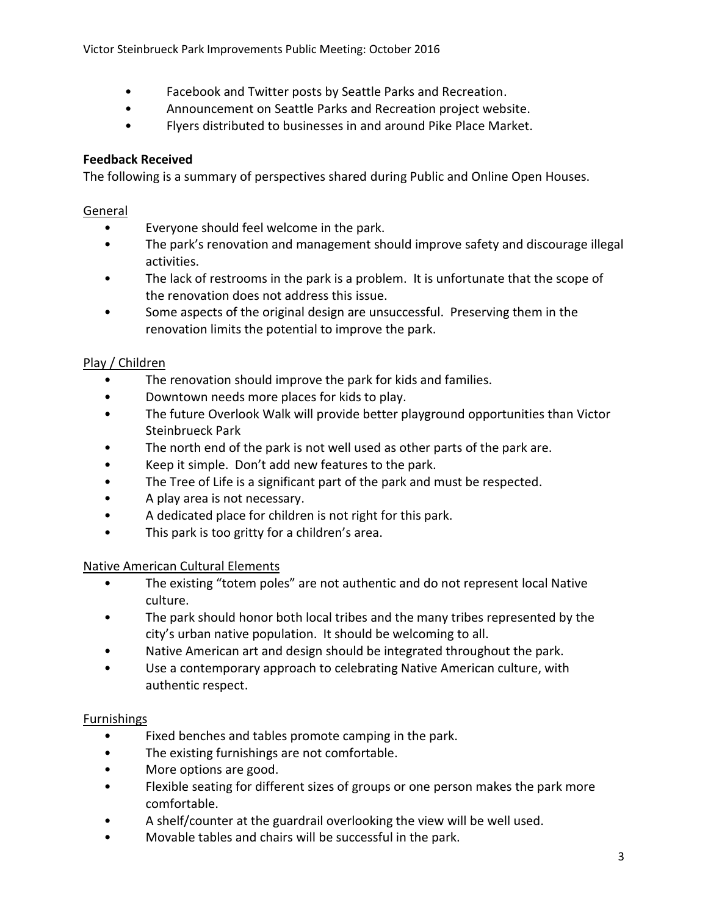- Facebook and Twitter posts by Seattle Parks and Recreation.
- Announcement on Seattle Parks and Recreation project website.
- Flyers distributed to businesses in and around Pike Place Market.

**Feedback Received**

The following is a summary of perspectives shared during Public and Online Open Houses.

General

- Everyone should feel welcome in the park.
- The park's renovation and management should improve safety and discourage illegal activities.
- The lack of restrooms in the park is a problem. It is unfortunate that the scope of the renovation does not address this issue.
- Some aspects of the original design are unsuccessful. Preserving them in the renovation limits the potential to improve the park.

Play / Children

- The renovation should improve the park for kids and families.
- Downtown needs more places for kids to play.
- The future Overlook Walk will provide better playground opportunities than Victor Steinbrueck Park
- The north end of the park is not well used as other parts of the park are.
- Keep it simple. Don't add new features to the park.
- The Tree of Life is a significant part of the park and must be respected.
- A play area is not necessary.
- A dedicated place for children is not right for this park.
- This park is too gritty for a children's area.

Native American Cultural Elements

- The existing "totem poles" are not authentic and do not represent local Native culture.
- The park should honor both local tribes and the many tribes represented by the city's urban native population. It should be welcoming to all.
- Native American art and design should be integrated throughout the park.
- Use a contemporary approach to celebrating Native American culture, with authentic respect.

Furnishings

- Fixed benches and tables promote camping in the park.
- The existing furnishings are not comfortable.
- More options are good.
- Flexible seating for different sizes of groups or one person makes the park more comfortable.
- A shelf/counter at the guardrail overlooking the view will be well used.
- Movable tables and chairs will be successful in the park.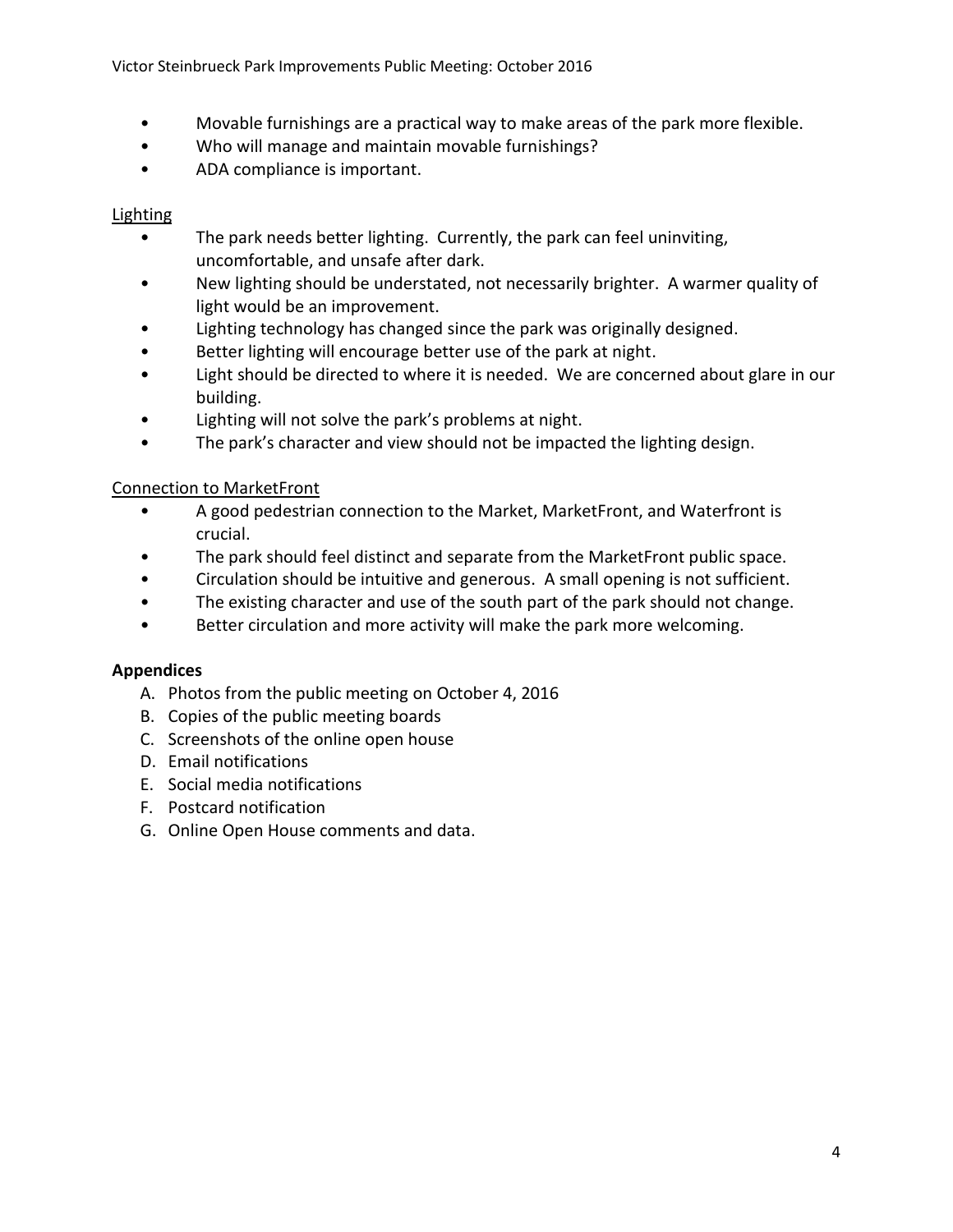- Movable furnishings are a practical way to make areas of the park more flexible.
- Who will manage and maintain movable furnishings?
- ADA compliance is important.

Lighting

- The park needs better lighting. Currently, the park can feel uninviting, uncomfortable, and unsafe after dark.
- New lighting should be understated, not necessarily brighter. A warmer quality of light would be an improvement.
- Lighting technology has changed since the park was originally designed.
- Better lighting will encourage better use of the park at night.
- Light should be directed to where it is needed. We are concerned about glare in our building.
- Lighting will not solve the park's problems at night.
- The park's character and view should not be impacted the lighting design.

Connection to MarketFront

- A good pedestrian connection to the Market, MarketFront, and Waterfront is crucial.
- The park should feel distinct and separate from the MarketFront public space.
- Circulation should be intuitive and generous. A small opening is not sufficient.
- The existing character and use of the south part of the park should not change.
- Better circulation and more activity will make the park more welcoming.

**Appendices**

A. Photos from the public meeting on October 4, 2016
B. Copies of the public meeting boards
C. Screenshots of the online open house
D. Email notifications
E. Social media notifications
F. Postcard notification
G. Online Open House comments and data.